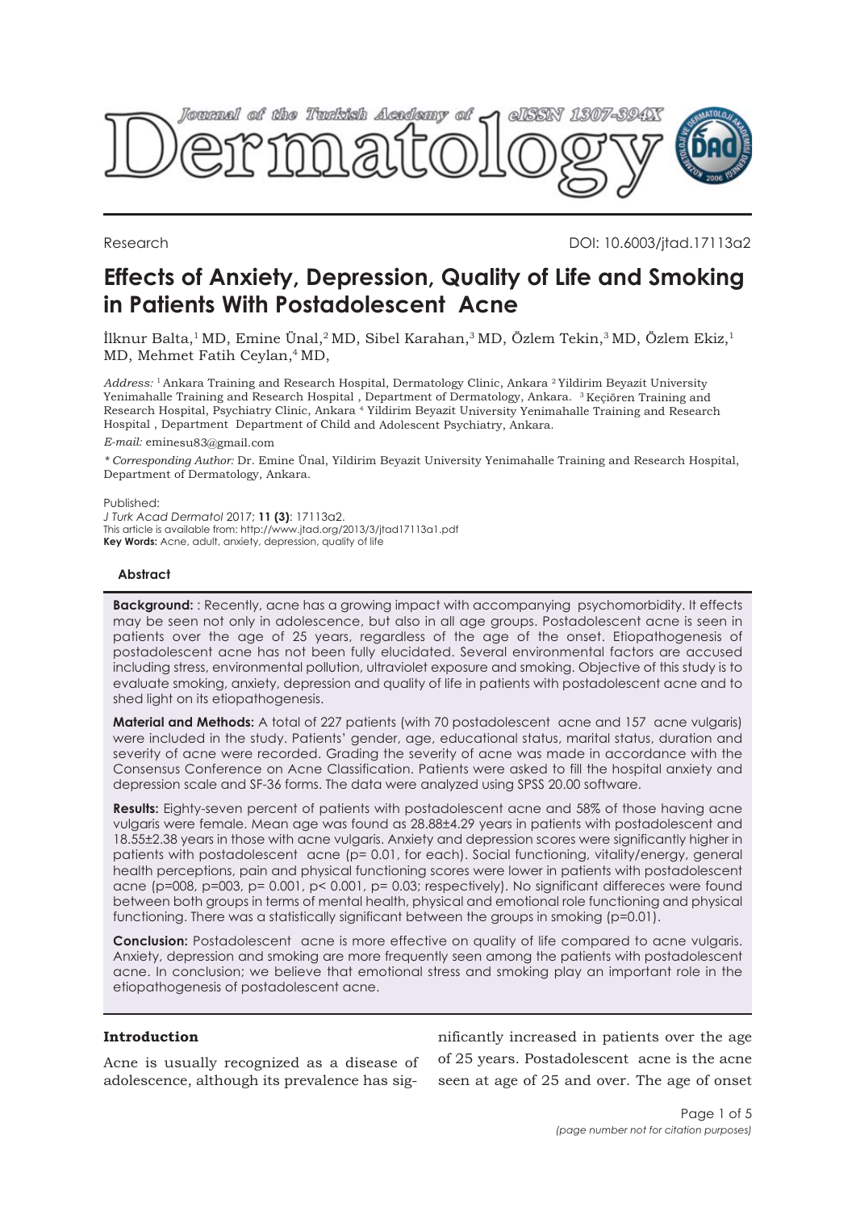Research

DOI: 10.6003/jtad.17113a2

# Effects of Anxiety, Depression, Quality of Life and Smoking in Patients With Postadolescent Acne

İlknur Balta,[1] MD, Emine Ünal,[2] MD, Sibel Karahan,[3] MD, Özlem Tekin,[3] MD, Özlem Ekiz,[1] MD, Mehmet Fatih Ceylan,[4] MD,

*Address:* [1] Ankara Training and Research Hospital, Dermatology Clinic, Ankara [2] Yildirim Beyazit University Yenimahalle Training and Research Hospital , Department of Dermatology, Ankara. [3] Keçiören Training and Research Hospital, Psychiatry Clinic, Ankara [4] Yildirim Beyazit University Yenimahalle Training and Research Hospital , Department Department of Child and Adolescent Psychiatry, Ankara.

*E-mail:* eminesu83@gmail.com

*\* Corresponding Author:* Dr. Emine Ünal, Yildirim Beyazit University Yenimahalle Training and Research Hospital, Department of Dermatology, Ankara.

Published:
*J Turk Acad Dermatol* 2017; **11 (3)**: 17113a2.
This article is available from: http://www.jtad.org/2013/3/jtad17113a1.pdf
**Key Words:** Acne, adult, anxiety, depression, quality of life

## Abstract

**Background:** : Recently, acne has a growing impact with accompanying psychomorbidity. It effects may be seen not only in adolescence, but also in all age groups. Postadolescent acne is seen in patients over the age of 25 years, regardless of the age of the onset. Etiopathogenesis of postadolescent acne has not been fully elucidated. Several environmental factors are accused including stress, environmental pollution, ultraviolet exposure and smoking. Objective of this study is to evaluate smoking, anxiety, depression and quality of life in patients with postadolescent acne and to shed light on its etiopathogenesis.

**Material and Methods:** A total of 227 patients (with 70 postadolescent acne and 157 acne vulgaris) were included in the study. Patients' gender, age, educational status, marital status, duration and severity of acne were recorded. Grading the severity of acne was made in accordance with the Consensus Conference on Acne Classification. Patients were asked to fill the hospital anxiety and depression scale and SF-36 forms. The data were analyzed using SPSS 20.00 software.

**Results:** Eighty-seven percent of patients with postadolescent acne and 58% of those having acne vulgaris were female. Mean age was found as 28.88±4.29 years in patients with postadolescent and 18.55±2.38 years in those with acne vulgaris. Anxiety and depression scores were significantly higher in patients with postadolescent acne ($p= 0.01$, for each). Social functioning, vitality/energy, general health perceptions, pain and physical functioning scores were lower in patients with postadolescent acne ($p=008$, $p=003$, $p= 0.001$, $p< 0.001$, $p= 0.03$; respectively). No significant differeces were found between both groups in terms of mental health, physical and emotional role functioning and physical functioning. There was a statistically significant between the groups in smoking ($p=0.01$).

**Conclusion:** Postadolescent acne is more effective on quality of life compared to acne vulgaris. Anxiety, depression and smoking are more frequently seen among the patients with postadolescent acne. In conclusion; we believe that emotional stress and smoking play an important role in the etiopathogenesis of postadolescent acne.

## Introduction

Acne is usually recognized as a disease of adolescence, although its prevalence has significantly increased in patients over the age of 25 years. Postadolescent acne is the acne seen at age of 25 and over. The age of onset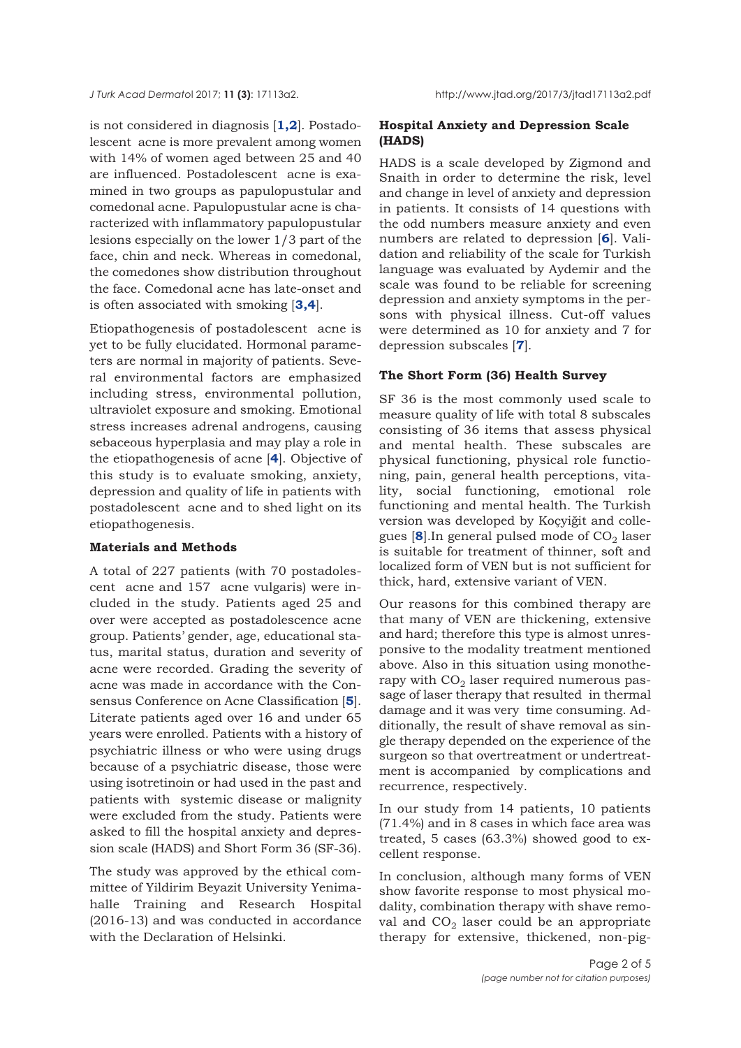is not considered in diagnosis [1,2]. Postadolescent acne is more prevalent among women with 14% of women aged between 25 and 40 are influenced. Postadolescent acne is examined in two groups as papulopustular and comedonal acne. Papulopustular acne is characterized with inflammatory papulopustular lesions especially on the lower 1/3 part of the face, chin and neck. Whereas in comedonal, the comedones show distribution throughout the face. Comedonal acne has late-onset and is often associated with smoking [3,4].

Etiopathogenesis of postadolescent acne is yet to be fully elucidated. Hormonal parameters are normal in majority of patients. Several environmental factors are emphasized including stress, environmental pollution, ultraviolet exposure and smoking. Emotional stress increases adrenal androgens, causing sebaceous hyperplasia and may play a role in the etiopathogenesis of acne [4]. Objective of this study is to evaluate smoking, anxiety, depression and quality of life in patients with postadolescent acne and to shed light on its etiopathogenesis.

## Materials and Methods

A total of 227 patients (with 70 postadolescent acne and 157 acne vulgaris) were included in the study. Patients aged 25 and over were accepted as postadolescence acne group. Patients' gender, age, educational status, marital status, duration and severity of acne were recorded. Grading the severity of acne was made in accordance with the Consensus Conference on Acne Classification [5]. Literate patients aged over 16 and under 65 years were enrolled. Patients with a history of psychiatric illness or who were using drugs because of a psychiatric disease, those were using isotretinoin or had used in the past and patients with systemic disease or malignity were excluded from the study. Patients were asked to fill the hospital anxiety and depression scale (HADS) and Short Form 36 (SF-36).

The study was approved by the ethical committee of Yildirim Beyazit University Yenimahalle Training and Research Hospital (2016-13) and was conducted in accordance with the Declaration of Helsinki.

### Hospital Anxiety and Depression Scale (HADS)

HADS is a scale developed by Zigmond and Snaith in order to determine the risk, level and change in level of anxiety and depression in patients. It consists of 14 questions with the odd numbers measure anxiety and even numbers are related to depression [6]. Validation and reliability of the scale for Turkish language was evaluated by Aydemir and the scale was found to be reliable for screening depression and anxiety symptoms in the persons with physical illness. Cut-off values were determined as 10 for anxiety and 7 for depression subscales [7].

### The Short Form (36) Health Survey

SF 36 is the most commonly used scale to measure quality of life with total 8 subscales consisting of 36 items that assess physical and mental health. These subscales are physical functioning, physical role functioning, pain, general health perceptions, vitality, social functioning, emotional role functioning and mental health. The Turkish version was developed by Koçyiğit and collegues [8].In general pulsed mode of $CO_2$ laser is suitable for treatment of thinner, soft and localized form of VEN but is not sufficient for thick, hard, extensive variant of VEN.

Our reasons for this combined therapy are that many of VEN are thickening, extensive and hard; therefore this type is almost unresponsive to the modality treatment mentioned above. Also in this situation using monotherapy with $CO_2$ laser required numerous passage of laser therapy that resulted in thermal damage and it was very time consuming. Additionally, the result of shave removal as single therapy depended on the experience of the surgeon so that overtreatment or undertreatment is accompanied by complications and recurrence, respectively.

In our study from 14 patients, 10 patients (71.4%) and in 8 cases in which face area was treated, 5 cases (63.3%) showed good to excellent response.

In conclusion, although many forms of VEN show favorite response to most physical modality, combination therapy with shave removal and $CO_2$ laser could be an appropriate therapy for extensive, thickened, non-pig-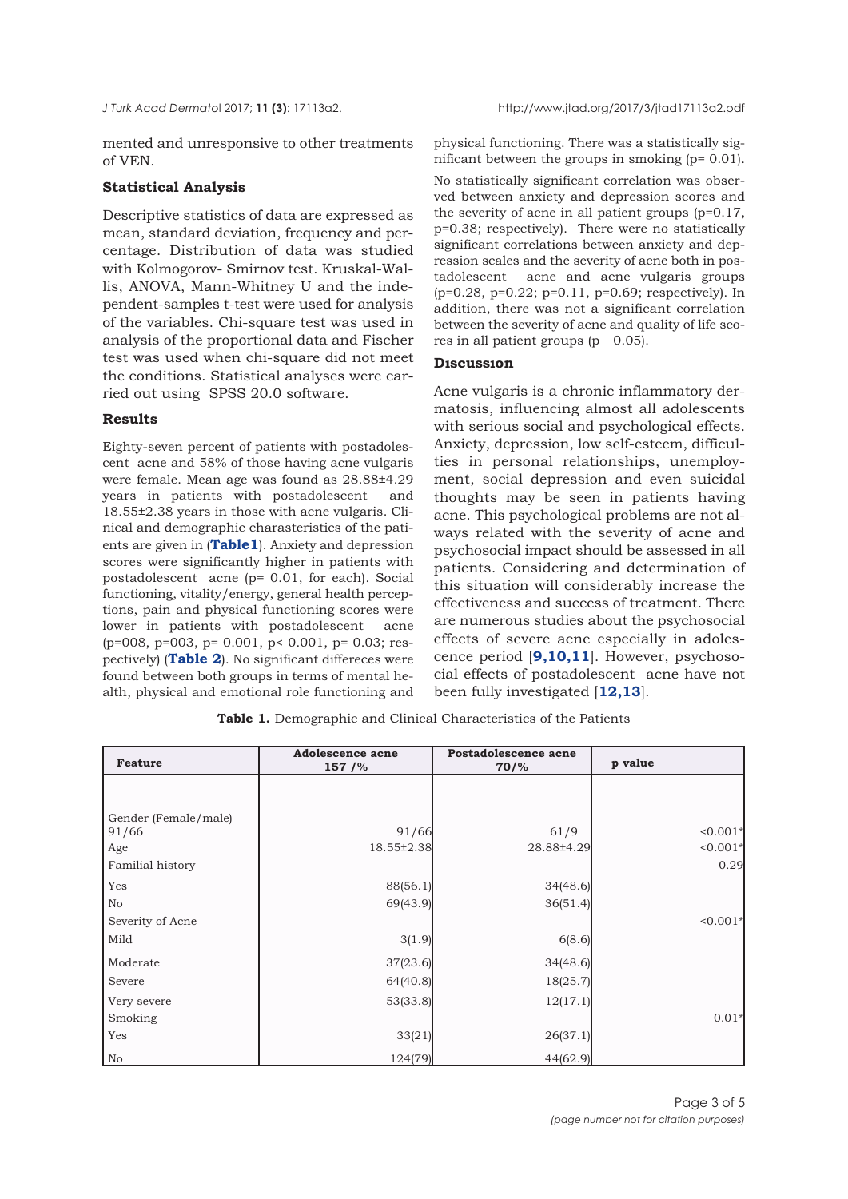mented and unresponsive to other treatments of VEN.

### Statistical Analysis

Descriptive statistics of data are expressed as mean, standard deviation, frequency and percentage. Distribution of data was studied with Kolmogorov- Smirnov test. Kruskal-Wallis, ANOVA, Mann-Whitney U and the independent-samples t-test were used for analysis of the variables. Chi-square test was used in analysis of the proportional data and Fischer test was used when chi-square did not meet the conditions. Statistical analyses were carried out using SPSS 20.0 software.

### Results

Eighty-seven percent of patients with postadolescent acne and 58% of those having acne vulgaris were female. Mean age was found as 28.88±4.29 years in patients with postadolescent and 18.55±2.38 years in those with acne vulgaris. Clinical and demographic charasteristics of the patients are given in (**Table1**). Anxiety and depression scores were significantly higher in patients with postadolescent acne (p= 0.01, for each). Social functioning, vitality/energy, general health perceptions, pain and physical functioning scores were lower in patients with postadolescent acne (p=008, p=003, p= 0.001, p< 0.001, p= 0.03; respectively) (**Table 2**). No significant differeces were found between both groups in terms of mental health, physical and emotional role functioning and physical functioning. There was a statistically significant between the groups in smoking (p= 0.01).

No statistically significant correlation was observed between anxiety and depression scores and the severity of acne in all patient groups (p=0.17, p=0.38; respectively). There were no statistically significant correlations between anxiety and depression scales and the severity of acne both in postadolescent acne and acne vulgaris groups (p=0.28, p=0.22; p=0.11, p=0.69; respectively). In addition, there was not a significant correlation between the severity of acne and quality of life scores in all patient groups (p 0.05).

### Dıscussıon

Acne vulgaris is a chronic inflammatory dermatosis, influencing almost all adolescents with serious social and psychological effects. Anxiety, depression, low self-esteem, difficulties in personal relationships, unemployment, social depression and even suicidal thoughts may be seen in patients having acne. This psychological problems are not always related with the severity of acne and psychosocial impact should be assessed in all patients. Considering and determination of this situation will considerably increase the effectiveness and success of treatment. There are numerous studies about the psychosocial effects of severe acne especially in adolescence period [**9,10,11**]. However, psychosocial effects of postadolescent acne have not been fully investigated [**12,13**].

**Table 1.** Demographic and Clinical Characteristics of the Patients

| Feature | Adolescence acne 157 /% | Postadolescence acne 70/% | p value |
|---|---|---|---|
| Gender (Female/male) 91/66 | 91/66 | 61/9 | <0.001* |
| Age | 18.55±2.38 | 28.88±4.29 | <0.001* |
| Familial history | | | 0.29 |
| Yes | 88(56.1) | 34(48.6) | |
| No | 69(43.9) | 36(51.4) | |
| Severity of Acne | | | <0.001* |
| Mild | 3(1.9) | 6(8.6) | |
| Moderate | 37(23.6) | 34(48.6) | |
| Severe | 64(40.8) | 18(25.7) | |
| Very severe | 53(33.8) | 12(17.1) | |
| Smoking | | | 0.01* |
| Yes | 33(21) | 26(37.1) | |
| No | 124(79) | 44(62.9) | |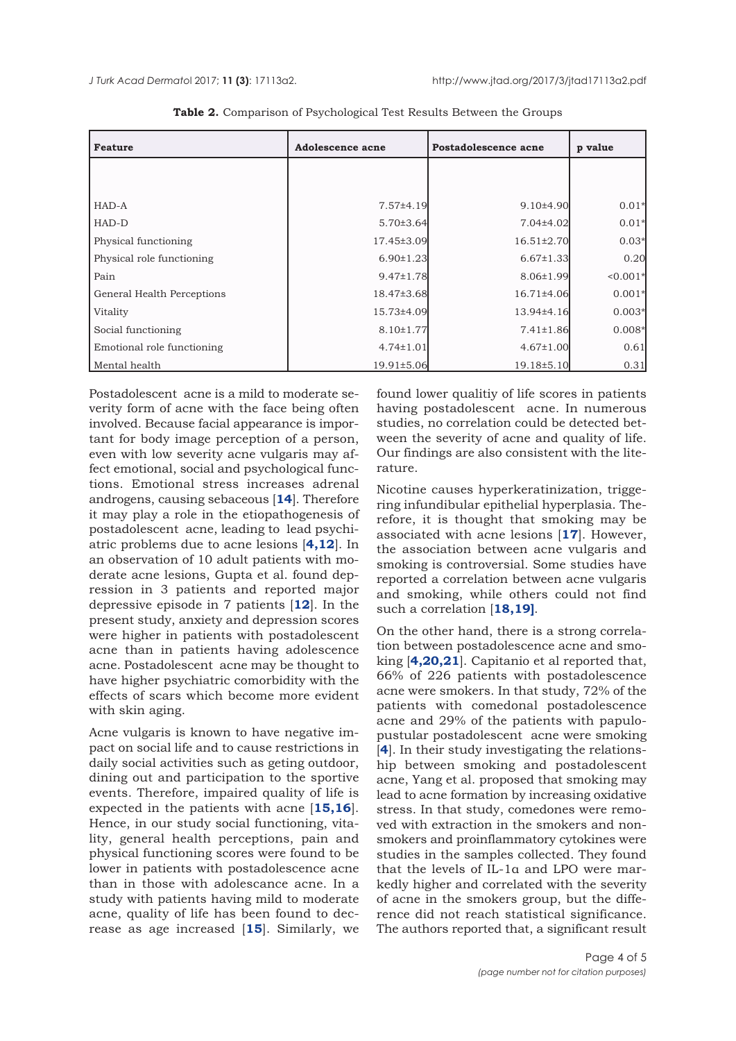**Table 2.** Comparison of Psychological Test Results Between the Groups

| Feature | Adolescence acne | Postadolescence acne | p value |
|---|---|---|---|
| HAD-A | 7.57±4.19 | 9.10±4.90 | 0.01* |
| HAD-D | 5.70±3.64 | 7.04±4.02 | 0.01* |
| Physical functioning | 17.45±3.09 | 16.51±2.70 | 0.03* |
| Physical role functioning | 6.90±1.23 | 6.67±1.33 | 0.20 |
| Pain | 9.47±1.78 | 8.06±1.99 | <0.001* |
| General Health Perceptions | 18.47±3.68 | 16.71±4.06 | 0.001* |
| Vitality | 15.73±4.09 | 13.94±4.16 | 0.003* |
| Social functioning | 8.10±1.77 | 7.41±1.86 | 0.008* |
| Emotional role functioning | 4.74±1.01 | 4.67±1.00 | 0.61 |
| Mental health | 19.91±5.06 | 19.18±5.10 | 0.31 |

Postadolescent acne is a mild to moderate severity form of acne with the face being often involved. Because facial appearance is important for body image perception of a person, even with low severity acne vulgaris may affect emotional, social and psychological functions. Emotional stress increases adrenal androgens, causing sebaceous [**14**]. Therefore it may play a role in the etiopathogenesis of postadolescent acne, leading to lead psychiatric problems due to acne lesions [**4,12**]. In an observation of 10 adult patients with moderate acne lesions, Gupta et al. found depression in 3 patients and reported major depressive episode in 7 patients [**12**]. In the present study, anxiety and depression scores were higher in patients with postadolescent acne than in patients having adolescence acne. Postadolescent acne may be thought to have higher psychiatric comorbidity with the effects of scars which become more evident with skin aging.

Acne vulgaris is known to have negative impact on social life and to cause restrictions in daily social activities such as geting outdoor, dining out and participation to the sportive events. Therefore, impaired quality of life is expected in the patients with acne [**15,16**]. Hence, in our study social functioning, vitality, general health perceptions, pain and physical functioning scores were found to be lower in patients with postadolescence acne than in those with adolescance acne. In a study with patients having mild to moderate acne, quality of life has been found to decrease as age increased [**15**]. Similarly, we found lower qualitiy of life scores in patients having postadolescent acne. In numerous studies, no correlation could be detected between the severity of acne and quality of life. Our findings are also consistent with the literature.

Nicotine causes hyperkeratinization, triggering infundibular epithelial hyperplasia. Therefore, it is thought that smoking may be associated with acne lesions [**17**]. However, the association between acne vulgaris and smoking is controversial. Some studies have reported a correlation between acne vulgaris and smoking, while others could not find such a correlation [**18,19]**.

On the other hand, there is a strong correlation between postadolescence acne and smoking [**4,20,21**]. Capitanio et al reported that, 66% of 226 patients with postadolescence acne were smokers. In that study, 72% of the patients with comedonal postadolescence acne and 29% of the patients with papulopustular postadolescent acne were smoking [**4**]. In their study investigating the relationship between smoking and postadolescent acne, Yang et al. proposed that smoking may lead to acne formation by increasing oxidative stress. In that study, comedones were removed with extraction in the smokers and nonsmokers and proinflammatory cytokines were studies in the samples collected. They found that the levels of IL-1α and LPO were markedly higher and correlated with the severity of acne in the smokers group, but the difference did not reach statistical significance. The authors reported that, a significant result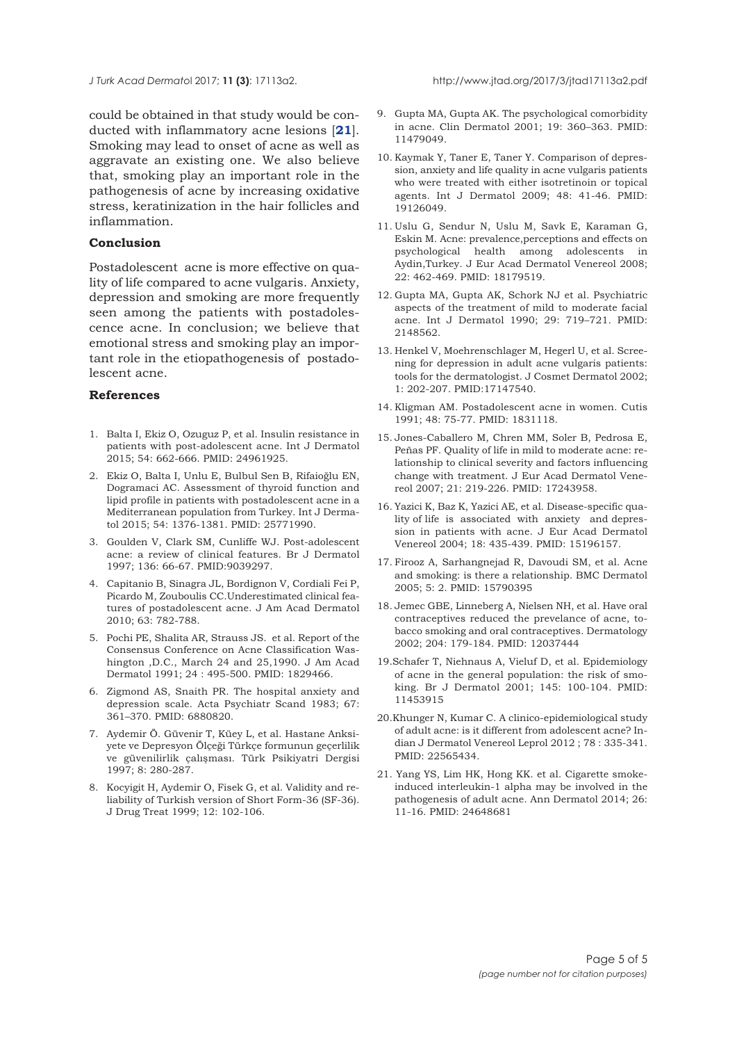could be obtained in that study would be conducted with inflammatory acne lesions [21]. Smoking may lead to onset of acne as well as aggravate an existing one. We also believe that, smoking play an important role in the pathogenesis of acne by increasing oxidative stress, keratinization in the hair follicles and inflammation.

## Conclusion

Postadolescent acne is more effective on quality of life compared to acne vulgaris. Anxiety, depression and smoking are more frequently seen among the patients with postadolescence acne. In conclusion; we believe that emotional stress and smoking play an important role in the etiopathogenesis of postadolescent acne.

## References

1. Balta I, Ekiz O, Ozuguz P, et al. Insulin resistance in patients with post-adolescent acne. Int J Dermatol 2015; 54: 662-666. PMID: 24961925.
2. Ekiz O, Balta I, Unlu E, Bulbul Sen B, Rifaioğlu EN, Dogramaci AC. Assessment of thyroid function and lipid profile in patients with postadolescent acne in a Mediterranean population from Turkey. Int J Dermatol 2015; 54: 1376-1381. PMID: 25771990.
3. Goulden V, Clark SM, Cunliffe WJ. Post-adolescent acne: a review of clinical features. Br J Dermatol 1997; 136: 66-67. PMID:9039297.
4. Capitanio B, Sinagra JL, Bordignon V, Cordiali Fei P, Picardo M, Zouboulis CC.Underestimated clinical features of postadolescent acne. J Am Acad Dermatol 2010; 63: 782-788.
5. Pochi PE, Shalita AR, Strauss JS. et al. Report of the Consensus Conference on Acne Classification Washington ,D.C., March 24 and 25,1990. J Am Acad Dermatol 1991; 24 : 495-500. PMID: 1829466.
6. Zigmond AS, Snaith PR. The hospital anxiety and depression scale. Acta Psychiatr Scand 1983; 67: 361–370. PMID: 6880820.
7. Aydemir Ö. Güvenir T, Küey L, et al. Hastane Anksiyete ve Depresyon Ölçeği Türkçe formunun geçerlilik ve güvenilirlik çalışması. Türk Psikiyatri Dergisi 1997; 8: 280-287.
8. Kocyigit H, Aydemir O, Fisek G, et al. Validity and reliability of Turkish version of Short Form-36 (SF-36). J Drug Treat 1999; 12: 102-106.
9. Gupta MA, Gupta AK. The psychological comorbidity in acne. Clin Dermatol 2001; 19: 360–363. PMID: 11479049.
10. Kaymak Y, Taner E, Taner Y. Comparison of depression, anxiety and life quality in acne vulgaris patients who were treated with either isotretinoin or topical agents. Int J Dermatol 2009; 48: 41-46. PMID: 19126049.
11. Uslu G, Sendur N, Uslu M, Savk E, Karaman G, Eskin M. Acne: prevalence,perceptions and effects on psychological health among adolescents in Aydin,Turkey. J Eur Acad Dermatol Venereol 2008; 22: 462-469. PMID: 18179519.
12. Gupta MA, Gupta AK, Schork NJ et al. Psychiatric aspects of the treatment of mild to moderate facial acne. Int J Dermatol 1990; 29: 719–721. PMID: 2148562.
13. Henkel V, Moehrenschlager M, Hegerl U, et al. Screening for depression in adult acne vulgaris patients: tools for the dermatologist. J Cosmet Dermatol 2002; 1: 202-207. PMID:17147540.
14. Kligman AM. Postadolescent acne in women. Cutis 1991; 48: 75-77. PMID: 1831118.
15. Jones-Caballero M, Chren MM, Soler B, Pedrosa E, Peñas PF. Quality of life in mild to moderate acne: relationship to clinical severity and factors influencing change with treatment. J Eur Acad Dermatol Venereol 2007; 21: 219-226. PMID: 17243958.
16. Yazici K, Baz K, Yazici AE, et al. Disease-specific quality of life is associated with anxiety and depression in patients with acne. J Eur Acad Dermatol Venereol 2004; 18: 435-439. PMID: 15196157.
17. Firooz A, Sarhangnejad R, Davoudi SM, et al. Acne and smoking: is there a relationship. BMC Dermatol 2005; 5: 2. PMID: 15790395
18. Jemec GBE, Linneberg A, Nielsen NH, et al. Have oral contraceptives reduced the prevelance of acne, tobacco smoking and oral contraceptives. Dermatology 2002; 204: 179-184. PMID: 12037444
19. Schafer T, Niehnaus A, Vieluf D, et al. Epidemiology of acne in the general population: the risk of smoking. Br J Dermatol 2001; 145: 100-104. PMID: 11453915
20. Khunger N, Kumar C. A clinico-epidemiological study of adult acne: is it different from adolescent acne? Indian J Dermatol Venereol Leprol 2012 ; 78 : 335-341. PMID: 22565434.
21. Yang YS, Lim HK, Hong KK. et al. Cigarette smoke-induced interleukin-1 alpha may be involved in the pathogenesis of adult acne. Ann Dermatol 2014; 26: 11-16. PMID: 24648681